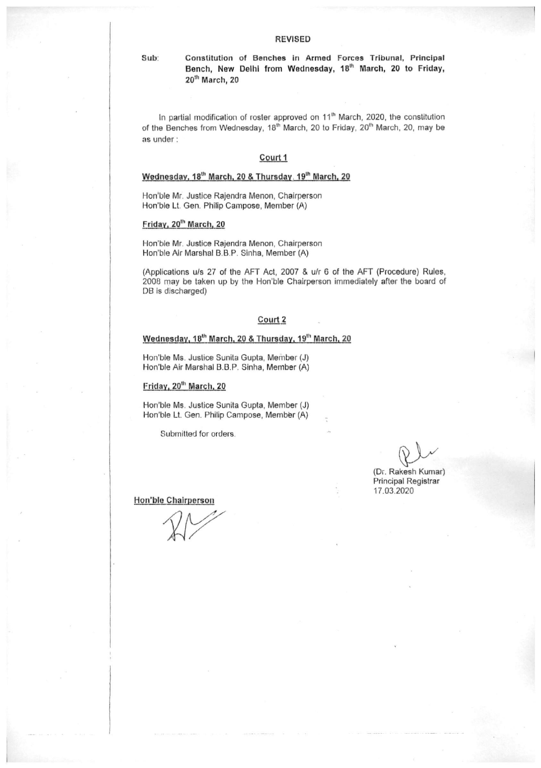REVISED

**Sub: Constitution of Benches in Armed Forces Tribunal, Principal Bench, New Delhi from Wednesday, 18th March, 20 to Friday, 20th March, 20**

In partial modification of roster approved on 11th March, 2020, the constitution of the Benches from Wednesday, 18th March, 20 to Friday, 20th March, 20, may be as under :

## Court 1

**Wednesday, 18th March, 20 & Thursday, 19th March, 20**

Hon'ble Mr. Justice Rajendra Menon, Chairperson
Hon'ble Lt. Gen. Philip Campose, Member (A)

**Friday, 20th March, 20**

Hon'ble Mr. Justice Rajendra Menon, Chairperson
Hon'ble Air Marshal B.B.P. Sinha, Member (A)

(Applications u/s 27 of the AFT Act, 2007 & u/r 6 of the AFT (Procedure) Rules, 2008 may be taken up by the Hon'ble Chairperson immediately after the board of DB is discharged)

## Court 2

**Wednesday, 18th March, 20 & Thursday, 19th March, 20**

Hon'ble Ms. Justice Sunita Gupta, Member (J)
Hon'ble Air Marshal B.B.P. Sinha, Member (A)

**Friday, 20th March, 20**

Hon'ble Ms. Justice Sunita Gupta, Member (J)
Hon'ble Lt. Gen. Philip Campose, Member (A)

Submitted for orders.

(Dr. Rakesh Kumar)
Principal Registrar
17.03.2020

**Hon'ble Chairperson**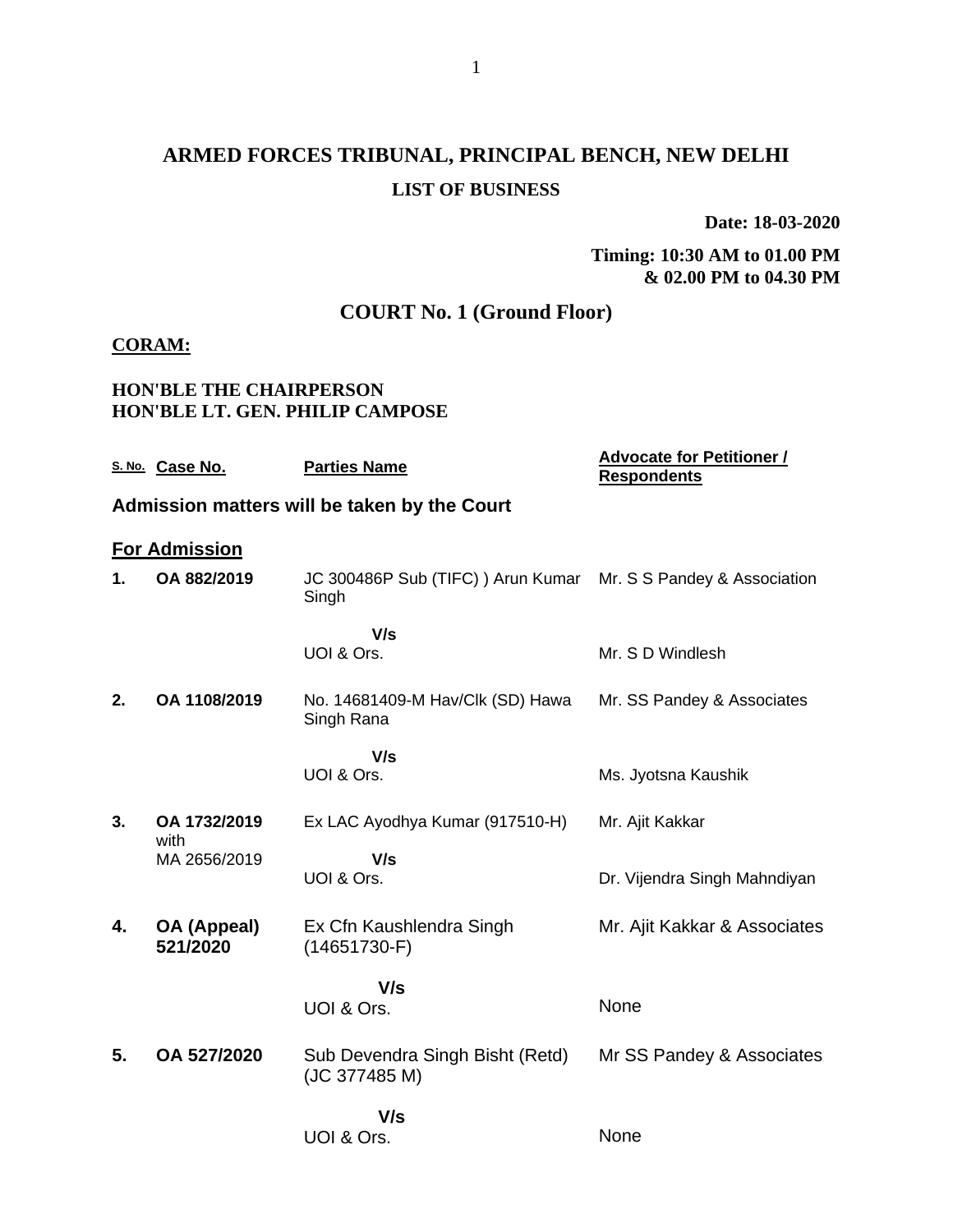# ARMED FORCES TRIBUNAL, PRINCIPAL BENCH, NEW DELHI

## LIST OF BUSINESS

**Date: 18-03-2020**

**Timing: 10:30 AM to 01.00 PM & 02.00 PM to 04.30 PM**

## COURT No. 1 (Ground Floor)

**CORAM:**

**HON'BLE THE CHAIRPERSON**
**HON'BLE LT. GEN. PHILIP CAMPOSE**

| S. No. | Case No. | Parties Name | Advocate for Petitioner / Respondents |
|---|---|---|---|
| **Admission matters will be taken by the Court** | | | |
| **For Admission** | | | |
| **1.** | **OA 882/2019** | JC 300486P Sub (TIFC) ) Arun Kumar Singh | Mr. S S Pandey & Association |
| | | **V/s** UOI & Ors. | Mr. S D Windlesh |
| **2.** | **OA 1108/2019** | No. 14681409-M Hav/Clk (SD) Hawa Singh Rana | Mr. SS Pandey & Associates |
| | | **V/s** UOI & Ors. | Ms. Jyotsna Kaushik |
| **3.** | **OA 1732/2019** with MA 2656/2019 | Ex LAC Ayodhya Kumar (917510-H) | Mr. Ajit Kakkar |
| | | **V/s** UOI & Ors. | Dr. Vijendra Singh Mahndiyan |
| **4.** | **OA (Appeal) 521/2020** | Ex Cfn Kaushlendra Singh (14651730-F) | Mr. Ajit Kakkar & Associates |
| | | **V/s** UOI & Ors. | None |
| **5.** | **OA 527/2020** | Sub Devendra Singh Bisht (Retd) (JC 377485 M) | Mr SS Pandey & Associates |
| | | **V/s** UOI & Ors. | None |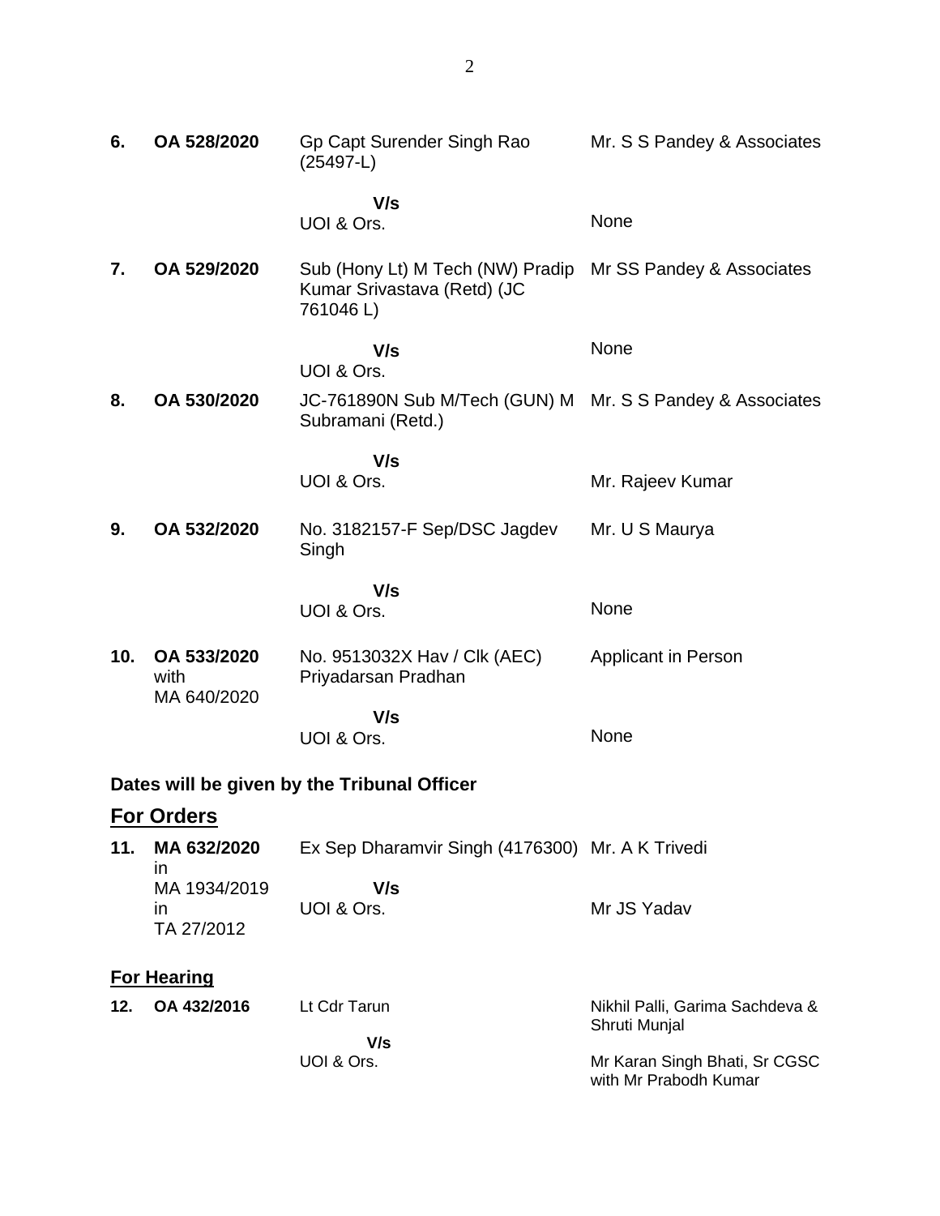| | | | |
|---|---|---|---|
| **6.** | **OA 528/2020** | Gp Capt Surender Singh Rao (25497-L) | Mr. S S Pandey & Associates |
| | | **V/s** UOI & Ors. | None |
| **7.** | **OA 529/2020** | Sub (Hony Lt) M Tech (NW) Pradip Kumar Srivastava (Retd) (JC 761046 L) | Mr SS Pandey & Associates |
| | | **V/s** UOI & Ors. | None |
| **8.** | **OA 530/2020** | JC-761890N Sub M/Tech (GUN) M Subramani (Retd.) | Mr. S S Pandey & Associates |
| | | **V/s** UOI & Ors. | Mr. Rajeev Kumar |
| **9.** | **OA 532/2020** | No. 3182157-F Sep/DSC Jagdev Singh | Mr. U S Maurya |
| | | **V/s** UOI & Ors. | None |
| **10.** | **OA 533/2020** with MA 640/2020 | No. 9513032X Hav / Clk (AEC) Priyadarsan Pradhan | Applicant in Person |
| | | **V/s** UOI & Ors. | None |

**Dates will be given by the Tribunal Officer**

## For Orders

| | | | |
|---|---|---|---|
| **11.** | **MA 632/2020** in MA 1934/2019 in TA 27/2012 | Ex Sep Dharamvir Singh (4176300) | Mr. A K Trivedi |
| | | **V/s** UOI & Ors. | Mr JS Yadav |

## For Hearing

| | | | |
|---|---|---|---|
| **12.** | **OA 432/2016** | Lt Cdr Tarun | Nikhil Palli, Garima Sachdeva & Shruti Munjal |
| | | **V/s** UOI & Ors. | Mr Karan Singh Bhati, Sr CGSC with Mr Prabodh Kumar |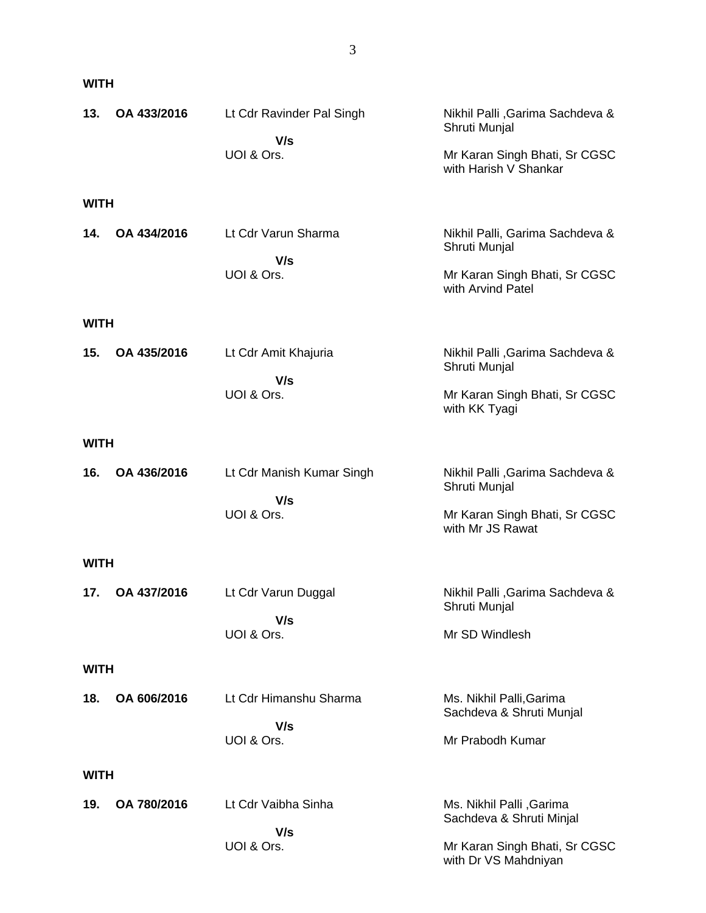**WITH**

| | | | |
|---|---|---|---|
| **13.** | **OA 433/2016** | Lt Cdr Ravinder Pal Singh | Nikhil Palli ,Garima Sachdeva & Shruti Munjal |
| | | **V/s** | |
| | | UOI & Ors. | Mr Karan Singh Bhati, Sr CGSC with Harish V Shankar |

**WITH**

| | | | |
|---|---|---|---|
| **14.** | **OA 434/2016** | Lt Cdr Varun Sharma | Nikhil Palli, Garima Sachdeva & Shruti Munjal |
| | | **V/s** | |
| | | UOI & Ors. | Mr Karan Singh Bhati, Sr CGSC with Arvind Patel |

**WITH**

| | | | |
|---|---|---|---|
| **15.** | **OA 435/2016** | Lt Cdr Amit Khajuria | Nikhil Palli ,Garima Sachdeva & Shruti Munjal |
| | | **V/s** | |
| | | UOI & Ors. | Mr Karan Singh Bhati, Sr CGSC with KK Tyagi |

**WITH**

| | | | |
|---|---|---|---|
| **16.** | **OA 436/2016** | Lt Cdr Manish Kumar Singh | Nikhil Palli ,Garima Sachdeva & Shruti Munjal |
| | | **V/s** | |
| | | UOI & Ors. | Mr Karan Singh Bhati, Sr CGSC with Mr JS Rawat |

**WITH**

| | | | |
|---|---|---|---|
| **17.** | **OA 437/2016** | Lt Cdr Varun Duggal | Nikhil Palli ,Garima Sachdeva & Shruti Munjal |
| | | **V/s** | |
| | | UOI & Ors. | Mr SD Windlesh |

**WITH**

| | | | |
|---|---|---|---|
| **18.** | **OA 606/2016** | Lt Cdr Himanshu Sharma | Ms. Nikhil Palli,Garima Sachdeva & Shruti Munjal |
| | | **V/s** | |
| | | UOI & Ors. | Mr Prabodh Kumar |

**WITH**

| | | | |
|---|---|---|---|
| **19.** | **OA 780/2016** | Lt Cdr Vaibha Sinha | Ms. Nikhil Palli ,Garima Sachdeva & Shruti Minjal |
| | | **V/s** | |
| | | UOI & Ors. | Mr Karan Singh Bhati, Sr CGSC with Dr VS Mahdniyan |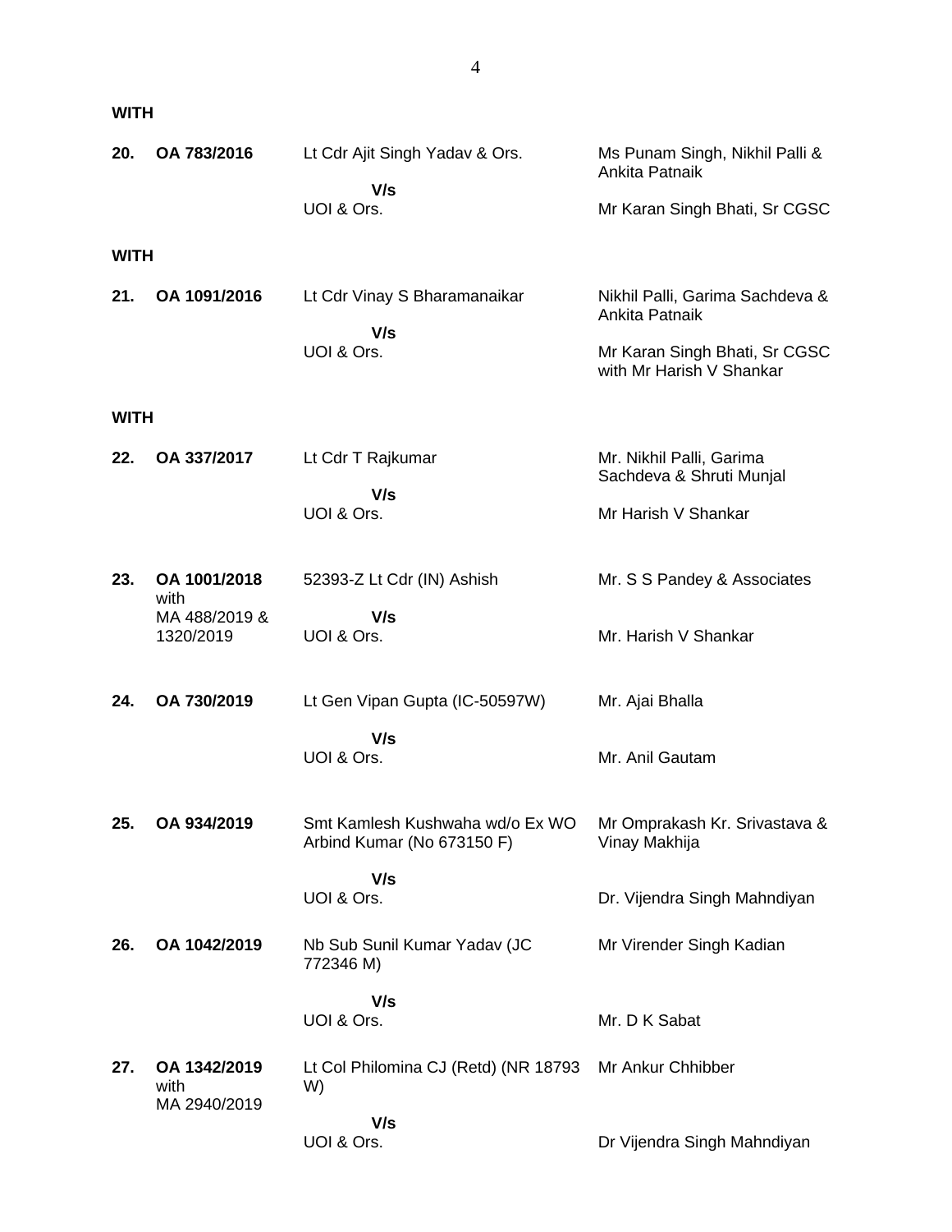**WITH**

| | | | |
|---|---|---|---|
| **20.** | **OA 783/2016** | Lt Cdr Ajit Singh Yadav & Ors.<br>**V/s**<br>UOI & Ors. | Ms Punam Singh, Nikhil Palli & Ankita Patnaik<br><br>Mr Karan Singh Bhati, Sr CGSC |

**WITH**

| | | | |
|---|---|---|---|
| **21.** | **OA 1091/2016** | Lt Cdr Vinay S Bharamanaikar<br>**V/s**<br>UOI & Ors. | Nikhil Palli, Garima Sachdeva & Ankita Patnaik<br><br>Mr Karan Singh Bhati, Sr CGSC with Mr Harish V Shankar |

**WITH**

| | | | |
|---|---|---|---|
| **22.** | **OA 337/2017** | Lt Cdr T Rajkumar<br>**V/s**<br>UOI & Ors. | Mr. Nikhil Palli, Garima Sachdeva & Shruti Munjal<br><br>Mr Harish V Shankar |
| **23.** | **OA 1001/2018** with MA 488/2019 & 1320/2019 | 52393-Z Lt Cdr (IN) Ashish<br>**V/s**<br>UOI & Ors. | Mr. S S Pandey & Associates<br><br>Mr. Harish V Shankar |
| **24.** | **OA 730/2019** | Lt Gen Vipan Gupta (IC-50597W)<br>**V/s**<br>UOI & Ors. | Mr. Ajai Bhalla<br><br>Mr. Anil Gautam |
| **25.** | **OA 934/2019** | Smt Kamlesh Kushwaha wd/o Ex WO Arbind Kumar (No 673150 F)<br>**V/s**<br>UOI & Ors. | Mr Omprakash Kr. Srivastava & Vinay Makhija<br><br>Dr. Vijendra Singh Mahndiyan |
| **26.** | **OA 1042/2019** | Nb Sub Sunil Kumar Yadav (JC 772346 M)<br>**V/s**<br>UOI & Ors. | Mr Virender Singh Kadian<br><br>Mr. D K Sabat |
| **27.** | **OA 1342/2019** with MA 2940/2019 | Lt Col Philomina CJ (Retd) (NR 18793 W)<br>**V/s**<br>UOI & Ors. | Mr Ankur Chhibber<br><br>Dr Vijendra Singh Mahndiyan |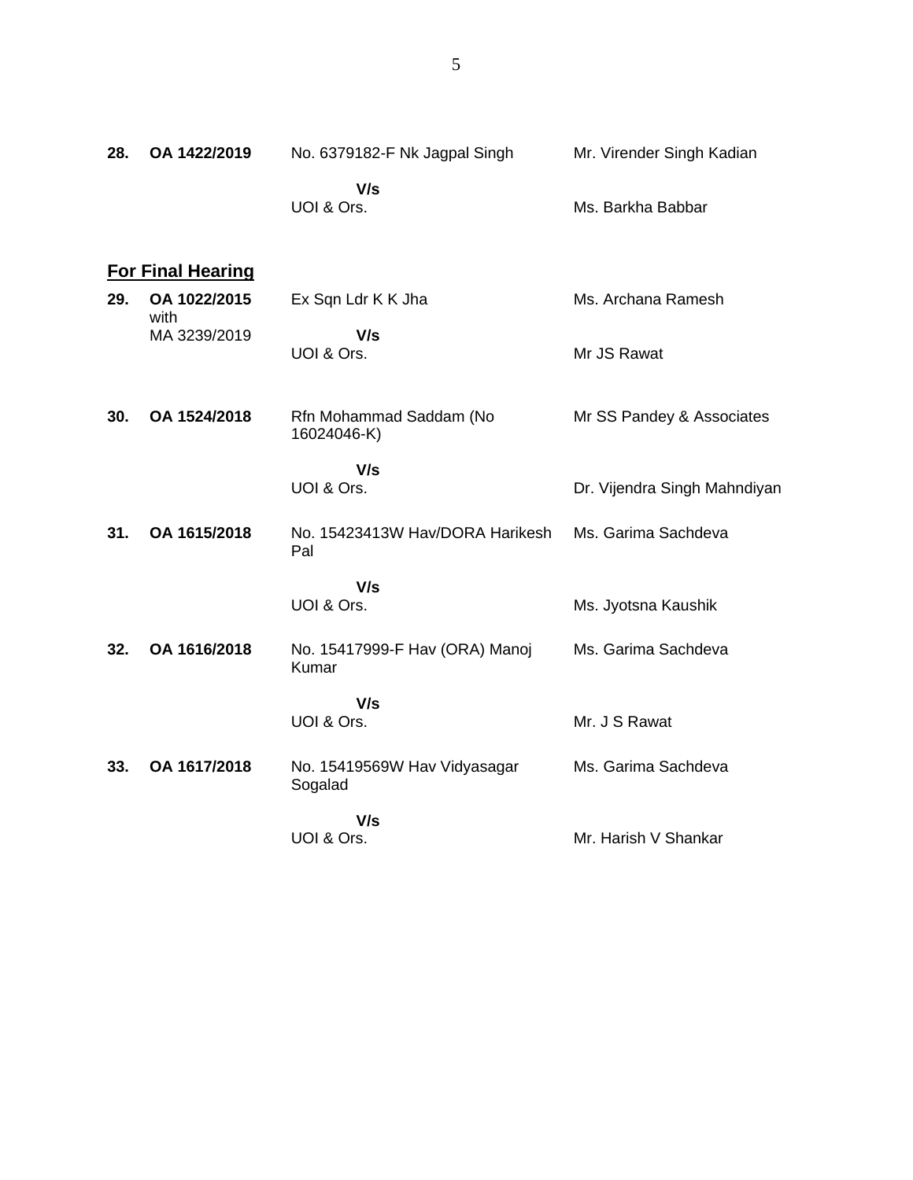| | | | |
|---|---|---|---|
| **28.** | **OA 1422/2019** | No. 6379182-F Nk Jagpal Singh<br><br>**V/s**<br>UOI & Ors. | Mr. Virender Singh Kadian<br><br><br>Ms. Barkha Babbar |

## **For Final Hearing**

| | | | |
|---|---|---|---|
| **29.** | **OA 1022/2015** with MA 3239/2019 | Ex Sqn Ldr K K Jha<br><br>**V/s**<br>UOI & Ors. | Ms. Archana Ramesh<br><br><br>Mr JS Rawat |
| **30.** | **OA 1524/2018** | Rfn Mohammad Saddam (No 16024046-K)<br><br>**V/s**<br>UOI & Ors. | Mr SS Pandey & Associates<br><br><br>Dr. Vijendra Singh Mahndiyan |
| **31.** | **OA 1615/2018** | No. 15423413W Hav/DORA Harikesh Pal<br><br>**V/s**<br>UOI & Ors. | Ms. Garima Sachdeva<br><br><br>Ms. Jyotsna Kaushik |
| **32.** | **OA 1616/2018** | No. 15417999-F Hav (ORA) Manoj Kumar<br><br>**V/s**<br>UOI & Ors. | Ms. Garima Sachdeva<br><br><br>Mr. J S Rawat |
| **33.** | **OA 1617/2018** | No. 15419569W Hav Vidyasagar Sogalad<br><br>**V/s**<br>UOI & Ors. | Ms. Garima Sachdeva<br><br><br>Mr. Harish V Shankar |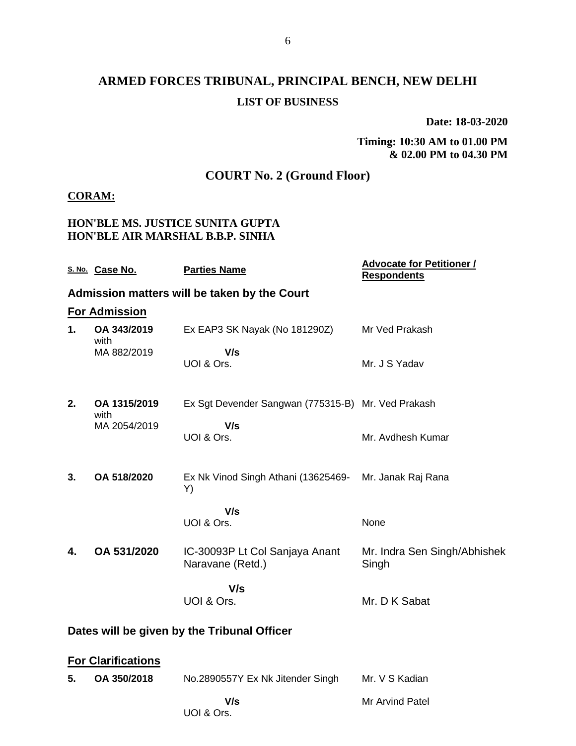# ARMED FORCES TRIBUNAL, PRINCIPAL BENCH, NEW DELHI

## LIST OF BUSINESS

**Date: 18-03-2020**

**Timing: 10:30 AM to 01.00 PM & 02.00 PM to 04.30 PM**

## COURT No. 2 (Ground Floor)

**CORAM:**

**HON'BLE MS. JUSTICE SUNITA GUPTA**
**HON'BLE AIR MARSHAL B.B.P. SINHA**

| S. No. | Case No. | Parties Name | Advocate for Petitioner / Respondents |
|---|---|---|---|
| **Admission matters will be taken by the Court** | | | |
| **For Admission** | | | |
| **1.** | **OA 343/2019** with MA 882/2019 | Ex EAP3 SK Nayak (No 181290Z) V/s UOI & Ors. | Mr Ved Prakash<br>Mr. J S Yadav |
| **2.** | **OA 1315/2019** with MA 2054/2019 | Ex Sgt Devender Sangwan (775315-B) V/s UOI & Ors. | Mr. Ved Prakash<br>Mr. Avdhesh Kumar |
| **3.** | **OA 518/2020** | Ex Nk Vinod Singh Athani (13625469-Y) V/s UOI & Ors. | Mr. Janak Raj Rana<br>None |
| **4.** | **OA 531/2020** | IC-30093P Lt Col Sanjaya Anant Naravane (Retd.) V/s UOI & Ors. | Mr. Indra Sen Singh/Abhishek Singh<br>Mr. D K Sabat |
| **Dates will be given by the Tribunal Officer** | | | |
| **For Clarifications** | | | |
| **5.** | **OA 350/2018** | No.2890557Y Ex Nk Jitender Singh V/s UOI & Ors. | Mr. V S Kadian<br>Mr Arvind Patel |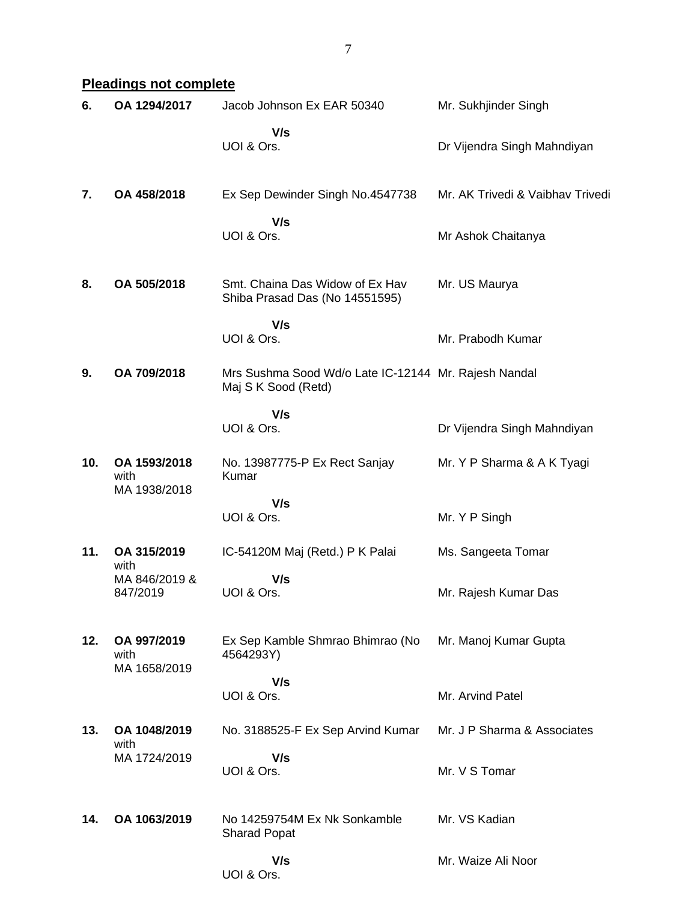## Pleadings not complete

| | | | |
|---|---|---|---|
| **6.** | **OA 1294/2017** | Jacob Johnson Ex EAR 50340 | Mr. Sukhjinder Singh |
| | | **V/s** | |
| | | UOI & Ors. | Dr Vijendra Singh Mahndiyan |
| **7.** | **OA 458/2018** | Ex Sep Dewinder Singh No.4547738 | Mr. AK Trivedi & Vaibhav Trivedi |
| | | **V/s** | |
| | | UOI & Ors. | Mr Ashok Chaitanya |
| **8.** | **OA 505/2018** | Smt. Chaina Das Widow of Ex Hav Shiba Prasad Das (No 14551595) | Mr. US Maurya |
| | | **V/s** | |
| | | UOI & Ors. | Mr. Prabodh Kumar |
| **9.** | **OA 709/2018** | Mrs Sushma Sood Wd/o Late IC-12144 Maj S K Sood (Retd) | Mr. Rajesh Nandal |
| | | **V/s** | |
| | | UOI & Ors. | Dr Vijendra Singh Mahndiyan |
| **10.** | **OA 1593/2018** with MA 1938/2018 | No. 13987775-P Ex Rect Sanjay Kumar | Mr. Y P Sharma & A K Tyagi |
| | | **V/s** | |
| | | UOI & Ors. | Mr. Y P Singh |
| **11.** | **OA 315/2019** with MA 846/2019 & 847/2019 | IC-54120M Maj (Retd.) P K Palai | Ms. Sangeeta Tomar |
| | | **V/s** | |
| | | UOI & Ors. | Mr. Rajesh Kumar Das |
| **12.** | **OA 997/2019** with MA 1658/2019 | Ex Sep Kamble Shmrao Bhimrao (No 4564293Y) | Mr. Manoj Kumar Gupta |
| | | **V/s** | |
| | | UOI & Ors. | Mr. Arvind Patel |
| **13.** | **OA 1048/2019** with MA 1724/2019 | No. 3188525-F Ex Sep Arvind Kumar | Mr. J P Sharma & Associates |
| | | **V/s** | |
| | | UOI & Ors. | Mr. V S Tomar |
| **14.** | **OA 1063/2019** | No 14259754M Ex Nk Sonkamble Sharad Popat | Mr. VS Kadian |
| | | **V/s** | |
| | | UOI & Ors. | Mr. Waize Ali Noor |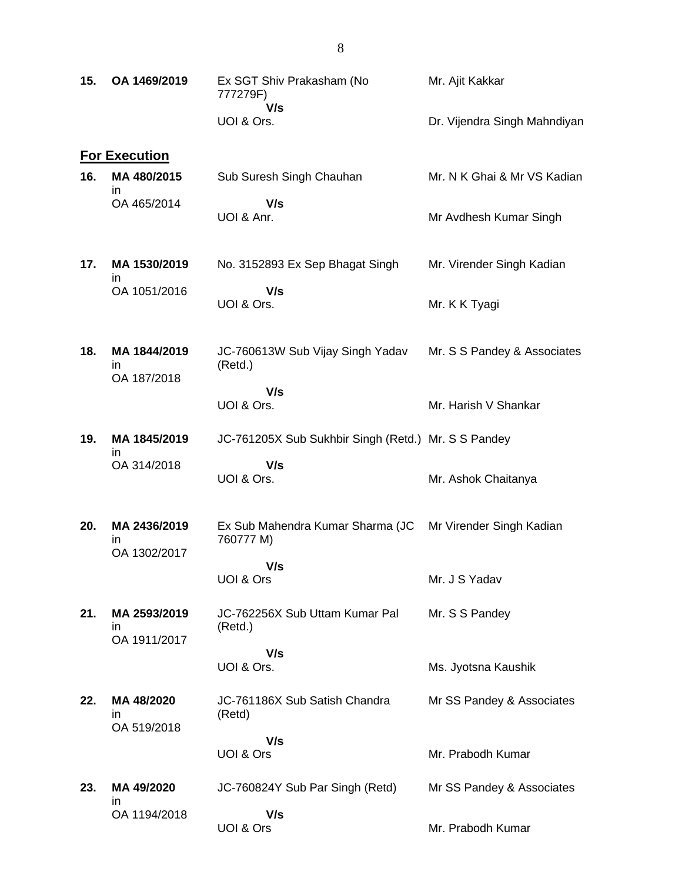| | | | |
|---|---|---|---|
| **15.** | **OA 1469/2019** | Ex SGT Shiv Prakasham (No 777279F) **V/s** UOI & Ors. | Mr. Ajit Kakkar<br><br>Dr. Vijendra Singh Mahndiyan |

## For Execution

| | | | |
|---|---|---|---|
| **16.** | **MA 480/2015** in OA 465/2014 | Sub Suresh Singh Chauhan **V/s** UOI & Anr. | Mr. N K Ghai & Mr VS Kadian<br><br>Mr Avdhesh Kumar Singh |
| **17.** | **MA 1530/2019** in OA 1051/2016 | No. 3152893 Ex Sep Bhagat Singh **V/s** UOI & Ors. | Mr. Virender Singh Kadian<br><br>Mr. K K Tyagi |
| **18.** | **MA 1844/2019** in OA 187/2018 | JC-760613W Sub Vijay Singh Yadav (Retd.) **V/s** UOI & Ors. | Mr. S S Pandey & Associates<br><br>Mr. Harish V Shankar |
| **19.** | **MA 1845/2019** in OA 314/2018 | JC-761205X Sub Sukhbir Singh (Retd.) **V/s** UOI & Ors. | Mr. S S Pandey<br><br>Mr. Ashok Chaitanya |
| **20.** | **MA 2436/2019** in OA 1302/2017 | Ex Sub Mahendra Kumar Sharma (JC 760777 M) **V/s** UOI & Ors | Mr Virender Singh Kadian<br><br>Mr. J S Yadav |
| **21.** | **MA 2593/2019** in OA 1911/2017 | JC-762256X Sub Uttam Kumar Pal (Retd.) **V/s** UOI & Ors. | Mr. S S Pandey<br><br>Ms. Jyotsna Kaushik |
| **22.** | **MA 48/2020** in OA 519/2018 | JC-761186X Sub Satish Chandra (Retd) **V/s** UOI & Ors | Mr SS Pandey & Associates<br><br>Mr. Prabodh Kumar |
| **23.** | **MA 49/2020** in OA 1194/2018 | JC-760824Y Sub Par Singh (Retd) **V/s** UOI & Ors | Mr SS Pandey & Associates<br><br>Mr. Prabodh Kumar |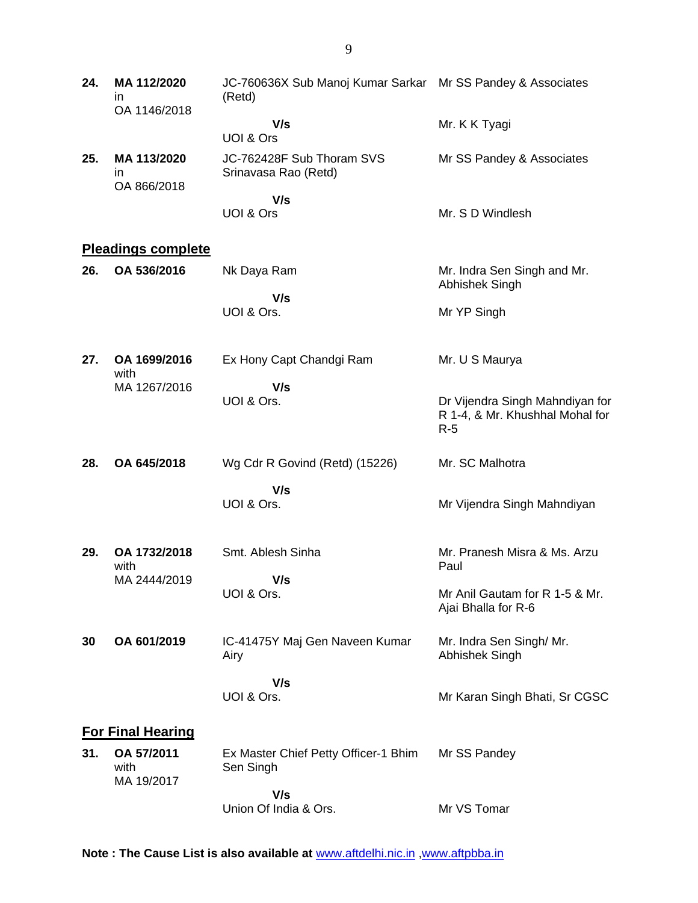| | | | |
|---|---|---|---|
| **24.** | **MA 112/2020** in OA 1146/2018 | JC-760636X Sub Manoj Kumar Sarkar (Retd) **V/s** UOI & Ors | Mr SS Pandey & Associates<br>Mr. K K Tyagi |
| **25.** | **MA 113/2020** in OA 866/2018 | JC-762428F Sub Thoram SVS Srinavasa Rao (Retd) **V/s** UOI & Ors | Mr SS Pandey & Associates<br>Mr. S D Windlesh |

**Pleadings complete**

| | | | |
|---|---|---|---|
| **26.** | **OA 536/2016** | Nk Daya Ram **V/s** UOI & Ors. | Mr. Indra Sen Singh and Mr. Abhishek Singh<br>Mr YP Singh |
| **27.** | **OA 1699/2016** with MA 1267/2016 | Ex Hony Capt Chandgi Ram **V/s** UOI & Ors. | Mr. U S Maurya<br>Dr Vijendra Singh Mahndiyan for R 1-4, & Mr. Khushhal Mohal for R-5 |
| **28.** | **OA 645/2018** | Wg Cdr R Govind (Retd) (15226) **V/s** UOI & Ors. | Mr. SC Malhotra<br>Mr Vijendra Singh Mahndiyan |
| **29.** | **OA 1732/2018** with MA 2444/2019 | Smt. Ablesh Sinha **V/s** UOI & Ors. | Mr. Pranesh Misra & Ms. Arzu Paul<br>Mr Anil Gautam for R 1-5 & Mr. Ajai Bhalla for R-6 |
| **30** | **OA 601/2019** | IC-41475Y Maj Gen Naveen Kumar Airy **V/s** UOI & Ors. | Mr. Indra Sen Singh/ Mr. Abhishek Singh<br>Mr Karan Singh Bhati, Sr CGSC |

**For Final Hearing**

| | | | |
|---|---|---|---|
| **31.** | **OA 57/2011** with MA 19/2017 | Ex Master Chief Petty Officer-1 Bhim Sen Singh **V/s** Union Of India & Ors. | Mr SS Pandey<br>Mr VS Tomar |

**Note : The Cause List is also available at** www.aftdelhi.nic.in ,www.aftpbba.in